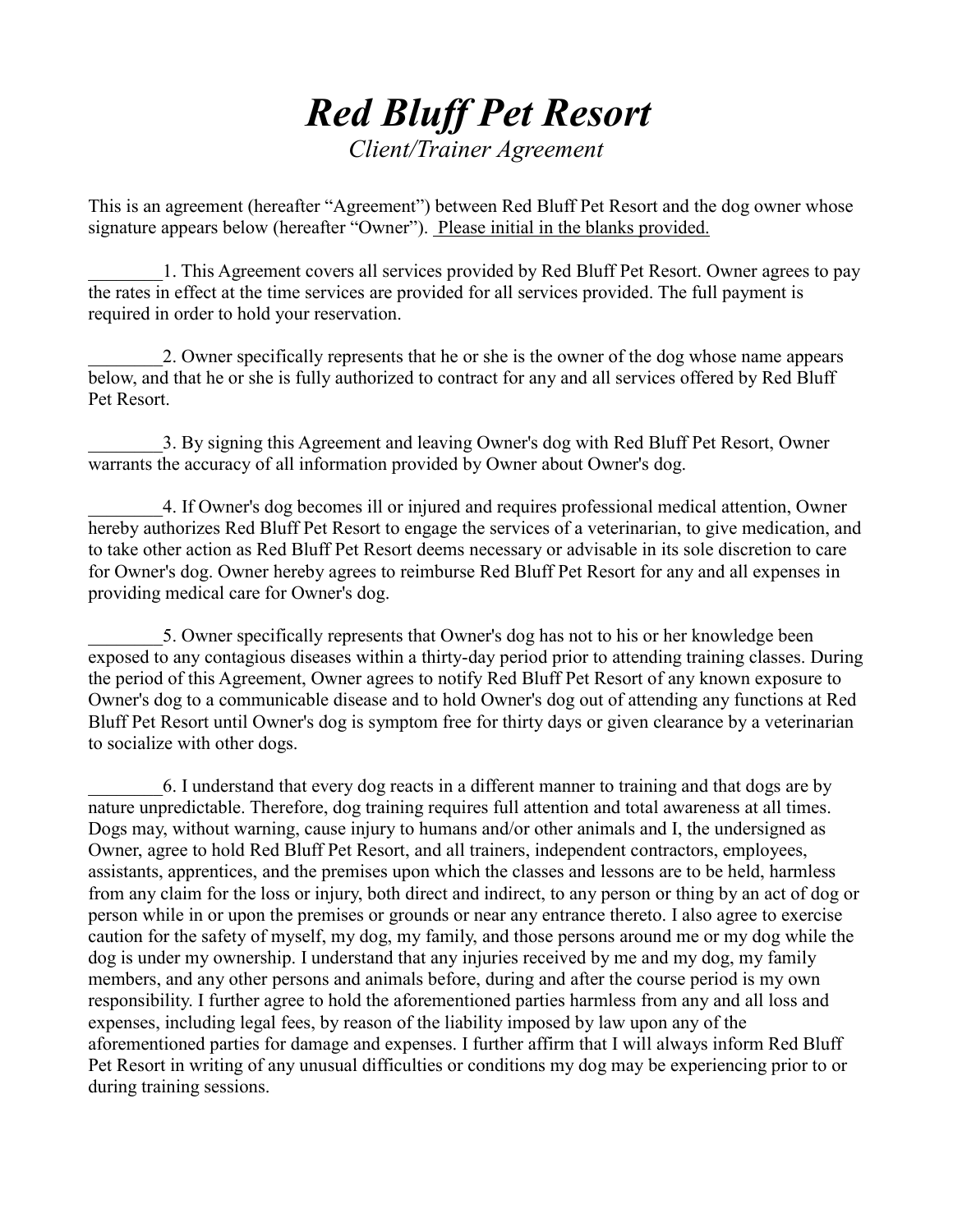# *Red Bluff Pet Resort*

*Client/Trainer Agreement*

This is an agreement (hereafter "Agreement") between Red Bluff Pet Resort and the dog owner whose signature appears below (hereafter "Owner"). Please initial in the blanks provided.

________1. This Agreement covers all services provided by Red Bluff Pet Resort. Owner agrees to pay the rates in effect at the time services are provided for all services provided. The full payment is required in order to hold your reservation.

________2. Owner specifically represents that he or she is the owner of the dog whose name appears below, and that he or she is fully authorized to contract for any and all services offered by Red Bluff Pet Resort.

________3. By signing this Agreement and leaving Owner's dog with Red Bluff Pet Resort, Owner warrants the accuracy of all information provided by Owner about Owner's dog.

________4. If Owner's dog becomes ill or injured and requires professional medical attention, Owner hereby authorizes Red Bluff Pet Resort to engage the services of a veterinarian, to give medication, and to take other action as Red Bluff Pet Resort deems necessary or advisable in its sole discretion to care for Owner's dog. Owner hereby agrees to reimburse Red Bluff Pet Resort for any and all expenses in providing medical care for Owner's dog.

________5. Owner specifically represents that Owner's dog has not to his or her knowledge been exposed to any contagious diseases within a thirty-day period prior to attending training classes. During the period of this Agreement, Owner agrees to notify Red Bluff Pet Resort of any known exposure to Owner's dog to a communicable disease and to hold Owner's dog out of attending any functions at Red Bluff Pet Resort until Owner's dog is symptom free for thirty days or given clearance by a veterinarian to socialize with other dogs.

________6. I understand that every dog reacts in a different manner to training and that dogs are by nature unpredictable. Therefore, dog training requires full attention and total awareness at all times. Dogs may, without warning, cause injury to humans and/or other animals and I, the undersigned as Owner, agree to hold Red Bluff Pet Resort, and all trainers, independent contractors, employees, assistants, apprentices, and the premises upon which the classes and lessons are to be held, harmless from any claim for the loss or injury, both direct and indirect, to any person or thing by an act of dog or person while in or upon the premises or grounds or near any entrance thereto. I also agree to exercise caution for the safety of myself, my dog, my family, and those persons around me or my dog while the dog is under my ownership. I understand that any injuries received by me and my dog, my family members, and any other persons and animals before, during and after the course period is my own responsibility. I further agree to hold the aforementioned parties harmless from any and all loss and expenses, including legal fees, by reason of the liability imposed by law upon any of the aforementioned parties for damage and expenses. I further affirm that I will always inform Red Bluff Pet Resort in writing of any unusual difficulties or conditions my dog may be experiencing prior to or during training sessions.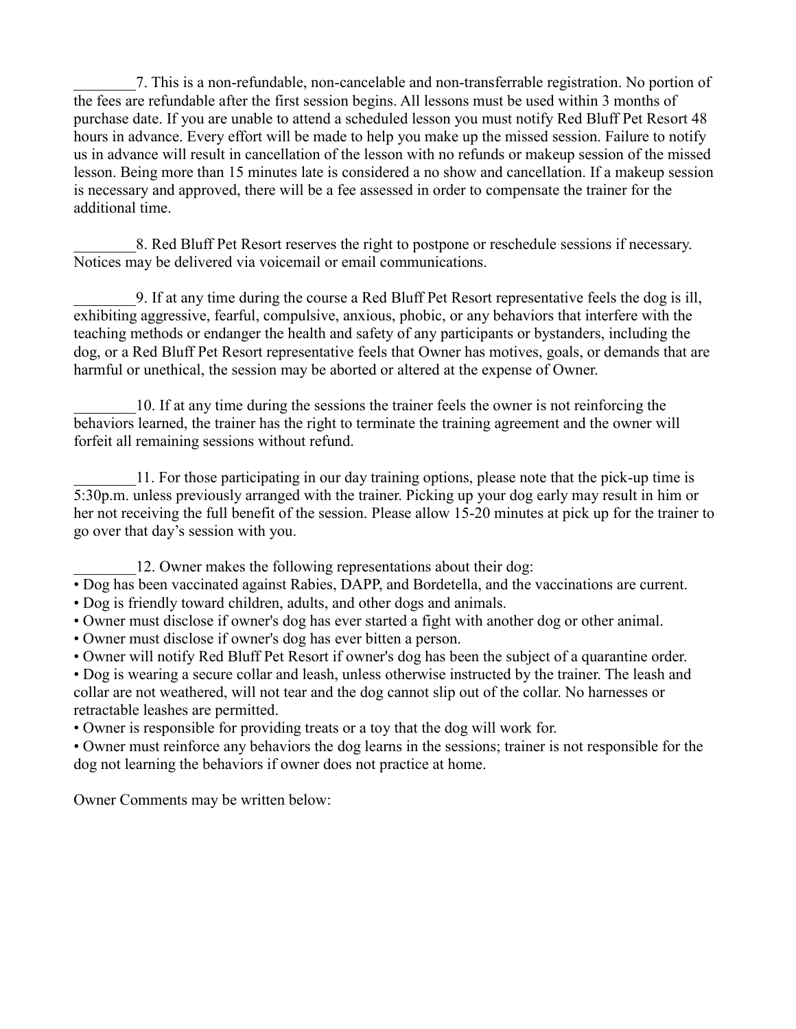________7. This is a non-refundable, non-cancelable and non-transferrable registration. No portion of the fees are refundable after the first session begins. All lessons must be used within 3 months of purchase date. If you are unable to attend a scheduled lesson you must notify Red Bluff Pet Resort 48 hours in advance. Every effort will be made to help you make up the missed session. Failure to notify us in advance will result in cancellation of the lesson with no refunds or makeup session of the missed lesson. Being more than 15 minutes late is considered a no show and cancellation. If a makeup session is necessary and approved, there will be a fee assessed in order to compensate the trainer for the additional time.

________8. Red Bluff Pet Resort reserves the right to postpone or reschedule sessions if necessary. Notices may be delivered via voicemail or email communications.

________9. If at any time during the course a Red Bluff Pet Resort representative feels the dog is ill, exhibiting aggressive, fearful, compulsive, anxious, phobic, or any behaviors that interfere with the teaching methods or endanger the health and safety of any participants or bystanders, including the dog, or a Red Bluff Pet Resort representative feels that Owner has motives, goals, or demands that are harmful or unethical, the session may be aborted or altered at the expense of Owner.

________10. If at any time during the sessions the trainer feels the owner is not reinforcing the behaviors learned, the trainer has the right to terminate the training agreement and the owner will forfeit all remaining sessions without refund.

________11. For those participating in our day training options, please note that the pick-up time is 5:30p.m. unless previously arranged with the trainer. Picking up your dog early may result in him or her not receiving the full benefit of the session. Please allow 15-20 minutes at pick up for the trainer to go over that day's session with you.

________12. Owner makes the following representations about their dog:

- Dog has been vaccinated against Rabies, DAPP, and Bordetella, and the vaccinations are current.
- Dog is friendly toward children, adults, and other dogs and animals.
- Owner must disclose if owner's dog has ever started a fight with another dog or other animal.
- Owner must disclose if owner's dog has ever bitten a person.
- Owner will notify Red Bluff Pet Resort if owner's dog has been the subject of a quarantine order.
- Dog is wearing a secure collar and leash, unless otherwise instructed by the trainer. The leash and collar are not weathered, will not tear and the dog cannot slip out of the collar. No harnesses or retractable leashes are permitted.
- Owner is responsible for providing treats or a toy that the dog will work for.
- Owner must reinforce any behaviors the dog learns in the sessions; trainer is not responsible for the dog not learning the behaviors if owner does not practice at home.

Owner Comments may be written below: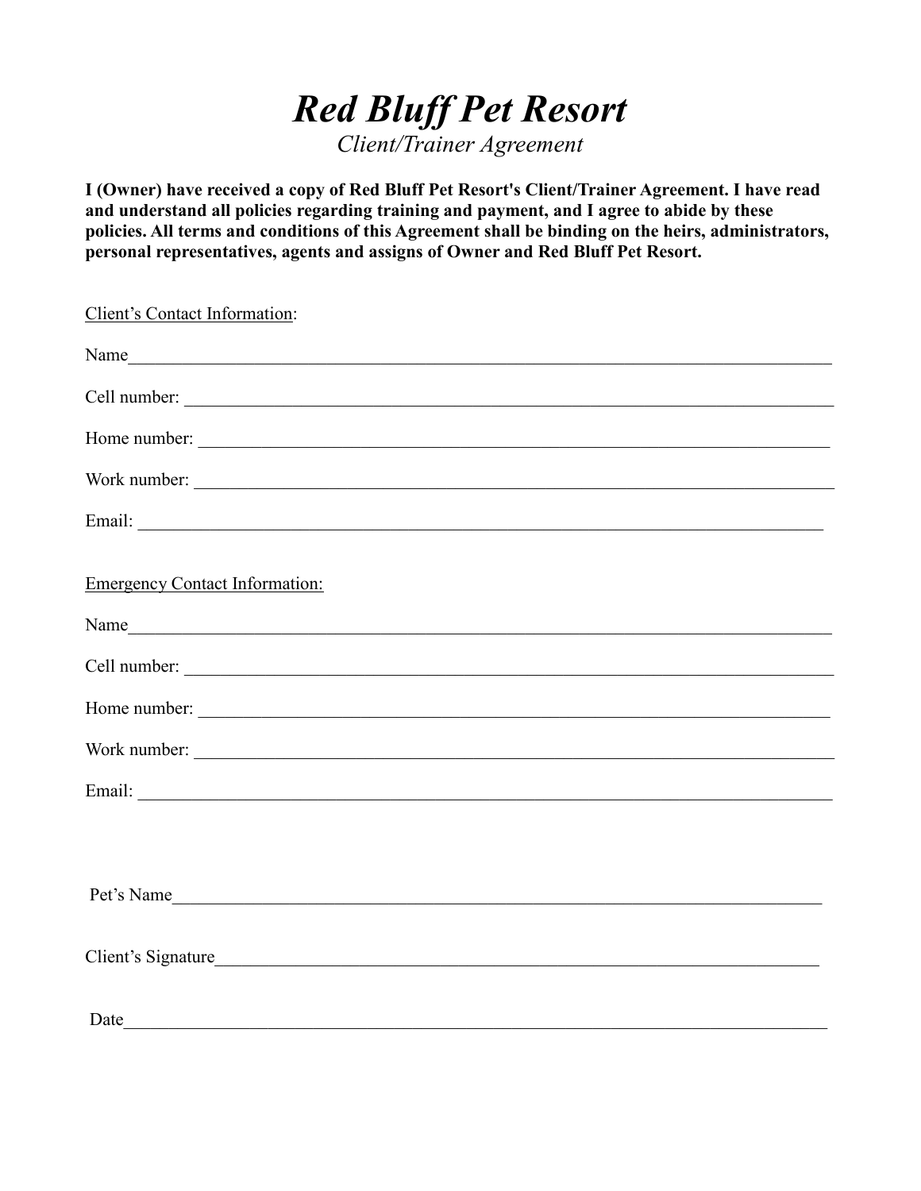# *Red Bluff Pet Resort*

*Client/Trainer Agreement*

**I (Owner) have received a copy of Red Bluff Pet Resort's Client/Trainer Agreement. I have read and understand all policies regarding training and payment, and I agree to abide by these policies. All terms and conditions of this Agreement shall be binding on the heirs, administrators, personal representatives, agents and assigns of Owner and Red Bluff Pet Resort.**

<u>Client's Contact Information</u>:

Name_______________________________________________________________________________

Cell number: ________________________________________________________________________

Home number: _______________________________________________________________________

Work number: _______________________________________________________________________

Email: _____________________________________________________________________________

<u>Emergency Contact Information:</u>

Name_______________________________________________________________________________

Cell number: ________________________________________________________________________

Home number: _______________________________________________________________________

Work number: _______________________________________________________________________

Email: _____________________________________________________________________________

Pet's Name__________________________________________________________________________

Client's Signature____________________________________________________________________

Date_______________________________________________________________________________